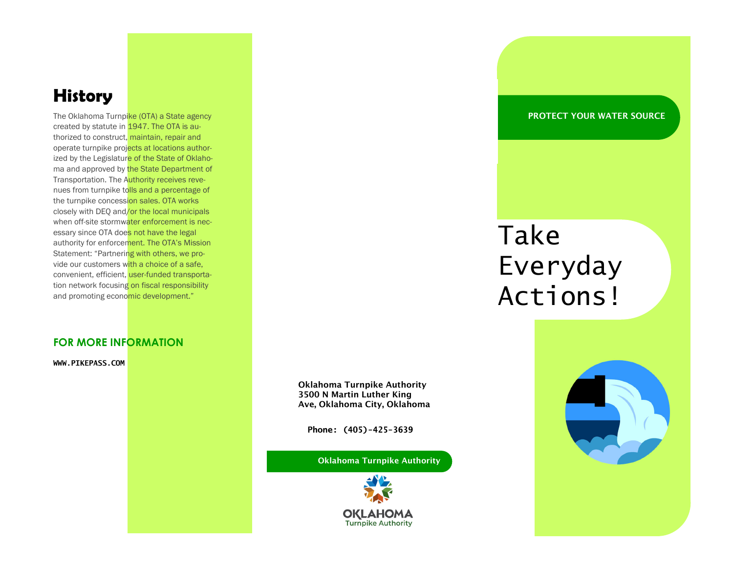## History

The Oklahoma Turnpike (OTA) a State agency created by statute in 1947. The OTA is authorized to construct, maintain, repair and operate turnpike projects at locations authorized by the Legislature of the State of Oklahoma and approved by the State Department of Transportation. The Authority receives revenues from turnpike tolls and a percentage of the turnpike concession sales. OTA works closely with DEQ and/or the local municipals when off-site stormwater enforcement is necessary since OTA does not have the legal authority for enforcement. The OTA's Mission Statement: "Partnering with others, we provide our customers with a choice of a safe, convenient, efficient, user-funded transportation network focusing on fiscal responsibility and promoting economic development."

### FOR MORE INFORMATION

WWW.PIKEPASS.COM

**Oklahoma Turnpike Authority**
**3500 N Martin Luther King Ave, Oklahoma City, Oklahoma**

**Phone: (405)-425-3639**

**Oklahoma Turnpike Authority**

OKLAHOMA
Turnpike Authority

**PROTECT YOUR WATER SOURCE**

# Take Everyday Actions!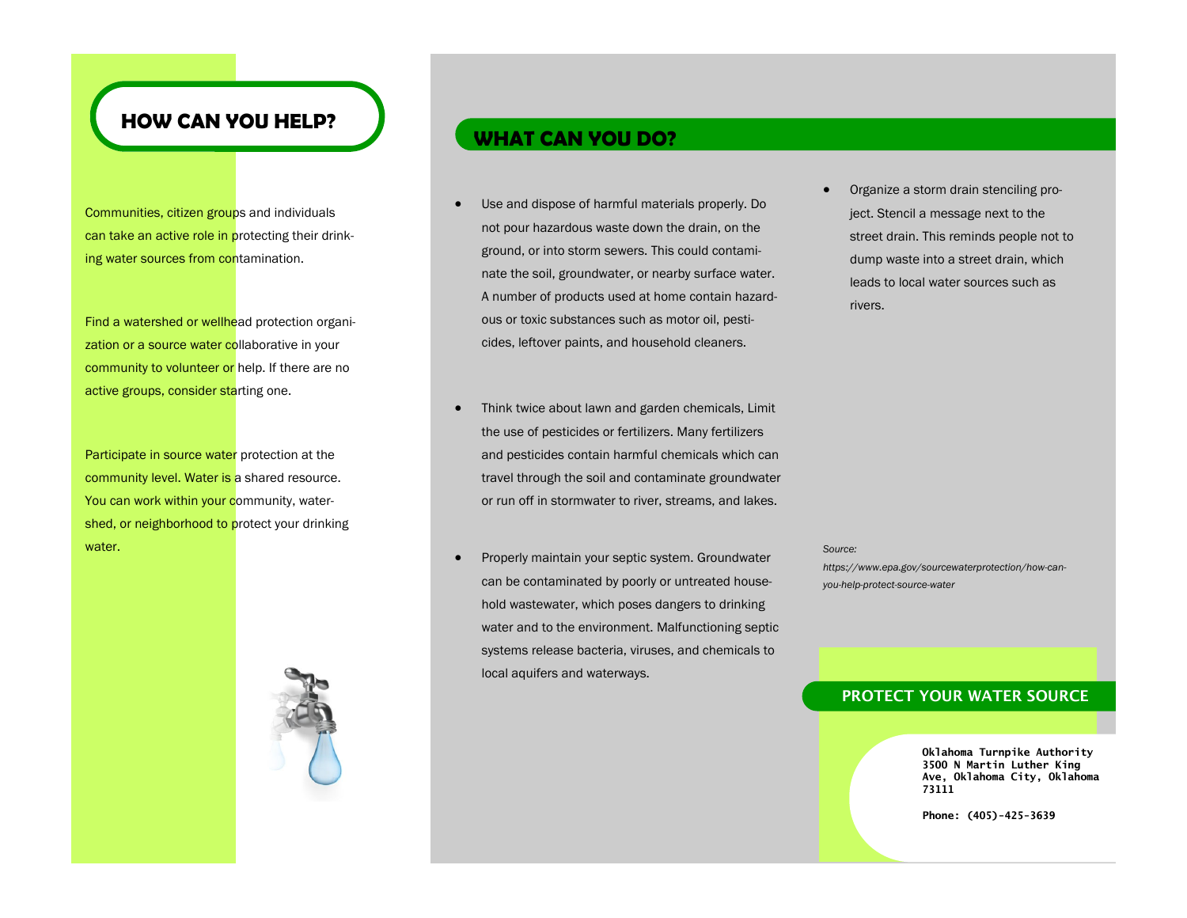## HOW CAN YOU HELP?

Communities, citizen groups and individuals can take an active role in protecting their drinking water sources from contamination.

Find a watershed or wellhead protection organization or a source water collaborative in your community to volunteer or help. If there are no active groups, consider starting one.

Participate in source water protection at the community level. Water is a shared resource. You can work within your community, watershed, or neighborhood to protect your drinking water.

## WHAT CAN YOU DO?

- Use and dispose of harmful materials properly. Do not pour hazardous waste down the drain, on the ground, or into storm sewers. This could contaminate the soil, groundwater, or nearby surface water. A number of products used at home contain hazardous or toxic substances such as motor oil, pesticides, leftover paints, and household cleaners.

- Think twice about lawn and garden chemicals, Limit the use of pesticides or fertilizers. Many fertilizers and pesticides contain harmful chemicals which can travel through the soil and contaminate groundwater or run off in stormwater to river, streams, and lakes.

- Properly maintain your septic system. Groundwater can be contaminated by poorly or untreated household wastewater, which poses dangers to drinking water and to the environment. Malfunctioning septic systems release bacteria, viruses, and chemicals to local aquifers and waterways.

- Organize a storm drain stenciling project. Stencil a message next to the street drain. This reminds people not to dump waste into a street drain, which leads to local water sources such as rivers.

*Source: https://www.epa.gov/sourcewaterprotection/how-can-you-help-protect-source-water*

## PROTECT YOUR WATER SOURCE

**Oklahoma Turnpike Authority**
**3500 N Martin Luther King Ave, Oklahoma City, Oklahoma 73111**

**Phone: (405)-425-3639**